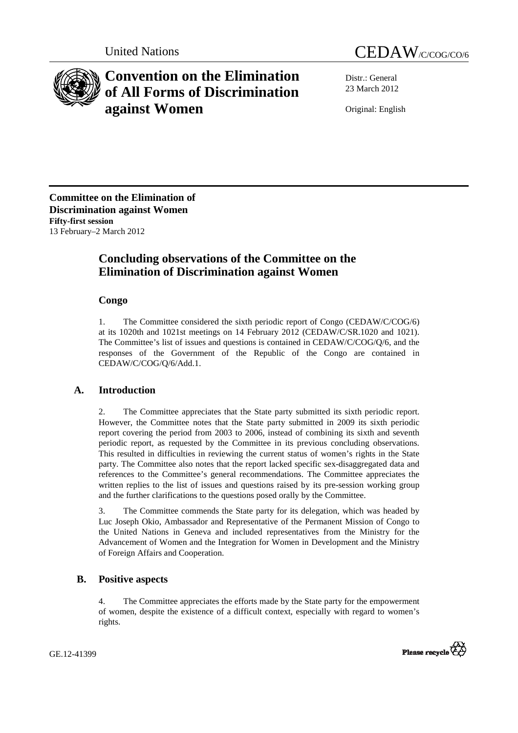United Nations CEDAW/C/COG/CO/6

# Convention on the Elimination of All Forms of Discrimination against Women

Distr.: General
23 March 2012

Original: English

**Committee on the Elimination of Discrimination against Women**
**Fifty-first session**
13 February–2 March 2012

## Concluding observations of the Committee on the Elimination of Discrimination against Women

### Congo

1. The Committee considered the sixth periodic report of Congo (CEDAW/C/COG/6) at its 1020th and 1021st meetings on 14 February 2012 (CEDAW/C/SR.1020 and 1021). The Committee's list of issues and questions is contained in CEDAW/C/COG/Q/6, and the responses of the Government of the Republic of the Congo are contained in CEDAW/C/COG/Q/6/Add.1.

### A. Introduction

2. The Committee appreciates that the State party submitted its sixth periodic report. However, the Committee notes that the State party submitted in 2009 its sixth periodic report covering the period from 2003 to 2006, instead of combining its sixth and seventh periodic report, as requested by the Committee in its previous concluding observations. This resulted in difficulties in reviewing the current status of women's rights in the State party. The Committee also notes that the report lacked specific sex-disaggregated data and references to the Committee's general recommendations. The Committee appreciates the written replies to the list of issues and questions raised by its pre-session working group and the further clarifications to the questions posed orally by the Committee.

3. The Committee commends the State party for its delegation, which was headed by Luc Joseph Okio, Ambassador and Representative of the Permanent Mission of Congo to the United Nations in Geneva and included representatives from the Ministry for the Advancement of Women and the Integration for Women in Development and the Ministry of Foreign Affairs and Cooperation.

### B. Positive aspects

4. The Committee appreciates the efforts made by the State party for the empowerment of women, despite the existence of a difficult context, especially with regard to women's rights.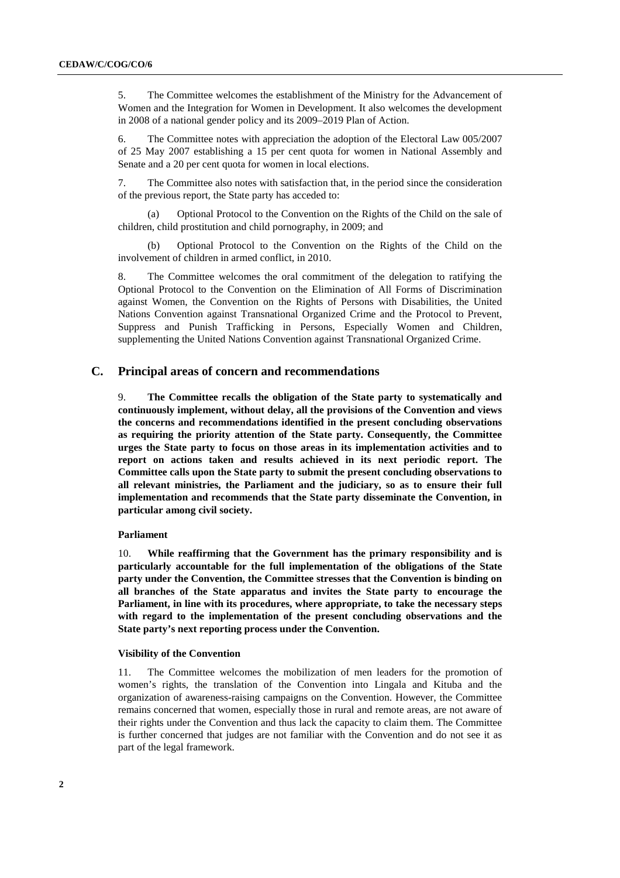5. The Committee welcomes the establishment of the Ministry for the Advancement of Women and the Integration for Women in Development. It also welcomes the development in 2008 of a national gender policy and its 2009–2019 Plan of Action.

6. The Committee notes with appreciation the adoption of the Electoral Law 005/2007 of 25 May 2007 establishing a 15 per cent quota for women in National Assembly and Senate and a 20 per cent quota for women in local elections.

7. The Committee also notes with satisfaction that, in the period since the consideration of the previous report, the State party has acceded to:

(a) Optional Protocol to the Convention on the Rights of the Child on the sale of children, child prostitution and child pornography, in 2009; and

(b) Optional Protocol to the Convention on the Rights of the Child on the involvement of children in armed conflict, in 2010.

8. The Committee welcomes the oral commitment of the delegation to ratifying the Optional Protocol to the Convention on the Elimination of All Forms of Discrimination against Women, the Convention on the Rights of Persons with Disabilities, the United Nations Convention against Transnational Organized Crime and the Protocol to Prevent, Suppress and Punish Trafficking in Persons, Especially Women and Children, supplementing the United Nations Convention against Transnational Organized Crime.

## C. Principal areas of concern and recommendations

9. **The Committee recalls the obligation of the State party to systematically and continuously implement, without delay, all the provisions of the Convention and views the concerns and recommendations identified in the present concluding observations as requiring the priority attention of the State party. Consequently, the Committee urges the State party to focus on those areas in its implementation activities and to report on actions taken and results achieved in its next periodic report. The Committee calls upon the State party to submit the present concluding observations to all relevant ministries, the Parliament and the judiciary, so as to ensure their full implementation and recommends that the State party disseminate the Convention, in particular among civil society.**

#### Parliament

10. **While reaffirming that the Government has the primary responsibility and is particularly accountable for the full implementation of the obligations of the State party under the Convention, the Committee stresses that the Convention is binding on all branches of the State apparatus and invites the State party to encourage the Parliament, in line with its procedures, where appropriate, to take the necessary steps with regard to the implementation of the present concluding observations and the State party's next reporting process under the Convention.**

#### Visibility of the Convention

11. The Committee welcomes the mobilization of men leaders for the promotion of women's rights, the translation of the Convention into Lingala and Kituba and the organization of awareness-raising campaigns on the Convention. However, the Committee remains concerned that women, especially those in rural and remote areas, are not aware of their rights under the Convention and thus lack the capacity to claim them. The Committee is further concerned that judges are not familiar with the Convention and do not see it as part of the legal framework.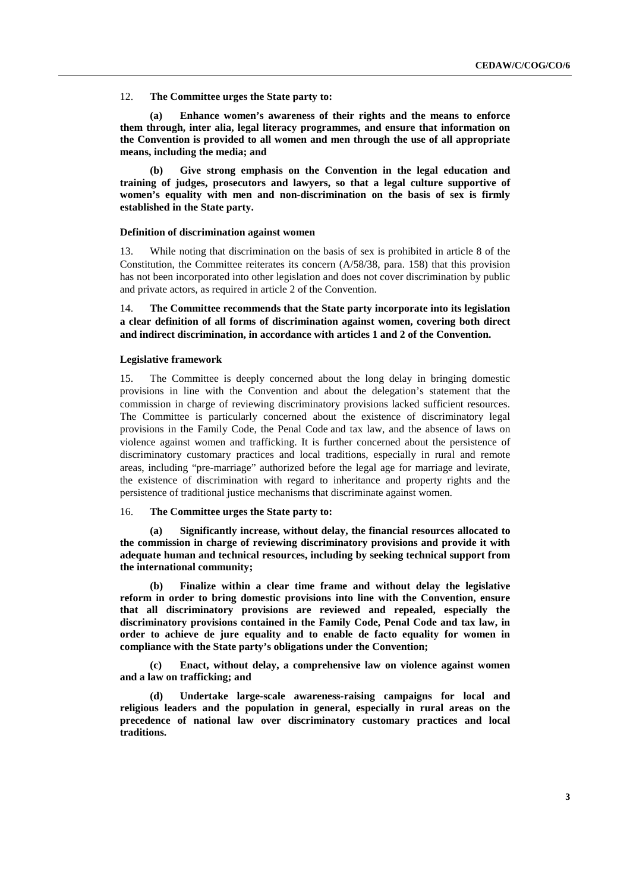12. **The Committee urges the State party to:**

**(a) Enhance women's awareness of their rights and the means to enforce them through, inter alia, legal literacy programmes, and ensure that information on the Convention is provided to all women and men through the use of all appropriate means, including the media; and**

**(b) Give strong emphasis on the Convention in the legal education and training of judges, prosecutors and lawyers, so that a legal culture supportive of women's equality with men and non-discrimination on the basis of sex is firmly established in the State party.**

#### Definition of discrimination against women

13. While noting that discrimination on the basis of sex is prohibited in article 8 of the Constitution, the Committee reiterates its concern (A/58/38, para. 158) that this provision has not been incorporated into other legislation and does not cover discrimination by public and private actors, as required in article 2 of the Convention.

14. **The Committee recommends that the State party incorporate into its legislation a clear definition of all forms of discrimination against women, covering both direct and indirect discrimination, in accordance with articles 1 and 2 of the Convention.**

#### Legislative framework

15. The Committee is deeply concerned about the long delay in bringing domestic provisions in line with the Convention and about the delegation's statement that the commission in charge of reviewing discriminatory provisions lacked sufficient resources. The Committee is particularly concerned about the existence of discriminatory legal provisions in the Family Code, the Penal Code and tax law, and the absence of laws on violence against women and trafficking. It is further concerned about the persistence of discriminatory customary practices and local traditions, especially in rural and remote areas, including "pre-marriage" authorized before the legal age for marriage and levirate, the existence of discrimination with regard to inheritance and property rights and the persistence of traditional justice mechanisms that discriminate against women.

16. **The Committee urges the State party to:**

**(a) Significantly increase, without delay, the financial resources allocated to the commission in charge of reviewing discriminatory provisions and provide it with adequate human and technical resources, including by seeking technical support from the international community;**

**(b) Finalize within a clear time frame and without delay the legislative reform in order to bring domestic provisions into line with the Convention, ensure that all discriminatory provisions are reviewed and repealed, especially the discriminatory provisions contained in the Family Code, Penal Code and tax law, in order to achieve de jure equality and to enable de facto equality for women in compliance with the State party's obligations under the Convention;**

**(c) Enact, without delay, a comprehensive law on violence against women and a law on trafficking; and**

**(d) Undertake large-scale awareness-raising campaigns for local and religious leaders and the population in general, especially in rural areas on the precedence of national law over discriminatory customary practices and local traditions.**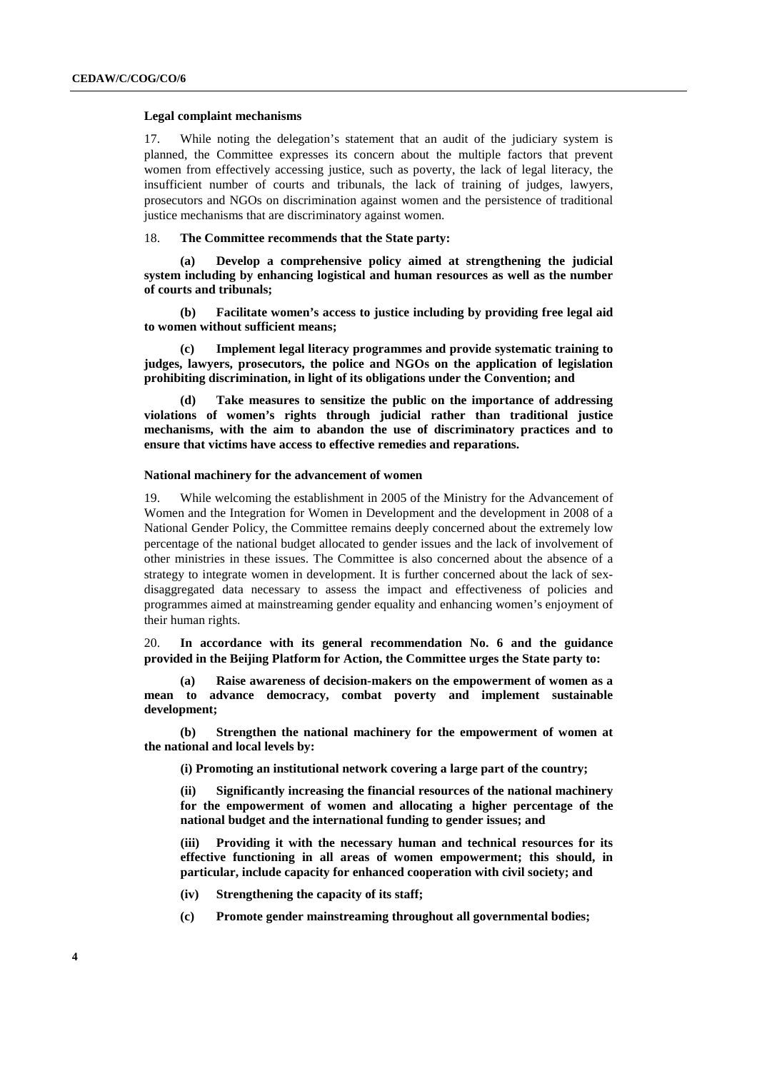**Legal complaint mechanisms**

17. While noting the delegation's statement that an audit of the judiciary system is planned, the Committee expresses its concern about the multiple factors that prevent women from effectively accessing justice, such as poverty, the lack of legal literacy, the insufficient number of courts and tribunals, the lack of training of judges, lawyers, prosecutors and NGOs on discrimination against women and the persistence of traditional justice mechanisms that are discriminatory against women.

18. **The Committee recommends that the State party:**

**(a) Develop a comprehensive policy aimed at strengthening the judicial system including by enhancing logistical and human resources as well as the number of courts and tribunals;**

**(b) Facilitate women's access to justice including by providing free legal aid to women without sufficient means;**

**(c) Implement legal literacy programmes and provide systematic training to judges, lawyers, prosecutors, the police and NGOs on the application of legislation prohibiting discrimination, in light of its obligations under the Convention; and**

**(d) Take measures to sensitize the public on the importance of addressing violations of women's rights through judicial rather than traditional justice mechanisms, with the aim to abandon the use of discriminatory practices and to ensure that victims have access to effective remedies and reparations.**

**National machinery for the advancement of women**

19. While welcoming the establishment in 2005 of the Ministry for the Advancement of Women and the Integration for Women in Development and the development in 2008 of a National Gender Policy, the Committee remains deeply concerned about the extremely low percentage of the national budget allocated to gender issues and the lack of involvement of other ministries in these issues. The Committee is also concerned about the absence of a strategy to integrate women in development. It is further concerned about the lack of sex-disaggregated data necessary to assess the impact and effectiveness of policies and programmes aimed at mainstreaming gender equality and enhancing women's enjoyment of their human rights.

20. **In accordance with its general recommendation No. 6 and the guidance provided in the Beijing Platform for Action, the Committee urges the State party to:**

**(a) Raise awareness of decision-makers on the empowerment of women as a mean to advance democracy, combat poverty and implement sustainable development;**

**(b) Strengthen the national machinery for the empowerment of women at the national and local levels by:**

**(i) Promoting an institutional network covering a large part of the country;**

**(ii) Significantly increasing the financial resources of the national machinery for the empowerment of women and allocating a higher percentage of the national budget and the international funding to gender issues; and**

**(iii) Providing it with the necessary human and technical resources for its effective functioning in all areas of women empowerment; this should, in particular, include capacity for enhanced cooperation with civil society; and**

**(iv) Strengthening the capacity of its staff;**

**(c) Promote gender mainstreaming throughout all governmental bodies;**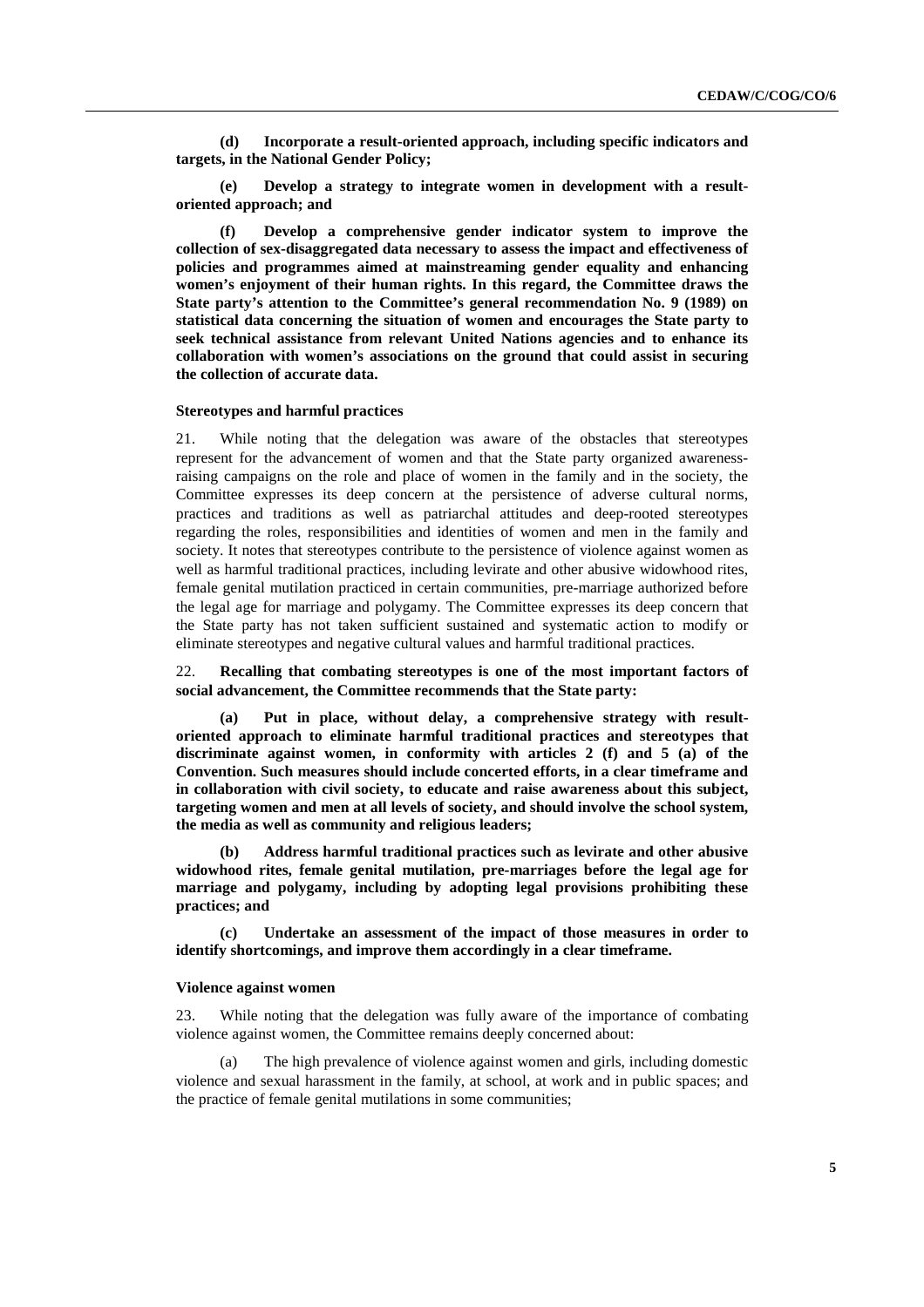**(d) Incorporate a result-oriented approach, including specific indicators and targets, in the National Gender Policy;**

**(e) Develop a strategy to integrate women in development with a result-oriented approach; and**

**(f) Develop a comprehensive gender indicator system to improve the collection of sex-disaggregated data necessary to assess the impact and effectiveness of policies and programmes aimed at mainstreaming gender equality and enhancing women's enjoyment of their human rights. In this regard, the Committee draws the State party's attention to the Committee's general recommendation No. 9 (1989) on statistical data concerning the situation of women and encourages the State party to seek technical assistance from relevant United Nations agencies and to enhance its collaboration with women's associations on the ground that could assist in securing the collection of accurate data.**

### Stereotypes and harmful practices

21. While noting that the delegation was aware of the obstacles that stereotypes represent for the advancement of women and that the State party organized awareness-raising campaigns on the role and place of women in the family and in the society, the Committee expresses its deep concern at the persistence of adverse cultural norms, practices and traditions as well as patriarchal attitudes and deep-rooted stereotypes regarding the roles, responsibilities and identities of women and men in the family and society. It notes that stereotypes contribute to the persistence of violence against women as well as harmful traditional practices, including levirate and other abusive widowhood rites, female genital mutilation practiced in certain communities, pre-marriage authorized before the legal age for marriage and polygamy. The Committee expresses its deep concern that the State party has not taken sufficient sustained and systematic action to modify or eliminate stereotypes and negative cultural values and harmful traditional practices.

22. **Recalling that combating stereotypes is one of the most important factors of social advancement, the Committee recommends that the State party:**

**(a) Put in place, without delay, a comprehensive strategy with result-oriented approach to eliminate harmful traditional practices and stereotypes that discriminate against women, in conformity with articles 2 (f) and 5 (a) of the Convention. Such measures should include concerted efforts, in a clear timeframe and in collaboration with civil society, to educate and raise awareness about this subject, targeting women and men at all levels of society, and should involve the school system, the media as well as community and religious leaders;**

**(b) Address harmful traditional practices such as levirate and other abusive widowhood rites, female genital mutilation, pre-marriages before the legal age for marriage and polygamy, including by adopting legal provisions prohibiting these practices; and**

**(c) Undertake an assessment of the impact of those measures in order to identify shortcomings, and improve them accordingly in a clear timeframe.**

### Violence against women

23. While noting that the delegation was fully aware of the importance of combating violence against women, the Committee remains deeply concerned about:

(a) The high prevalence of violence against women and girls, including domestic violence and sexual harassment in the family, at school, at work and in public spaces; and the practice of female genital mutilations in some communities;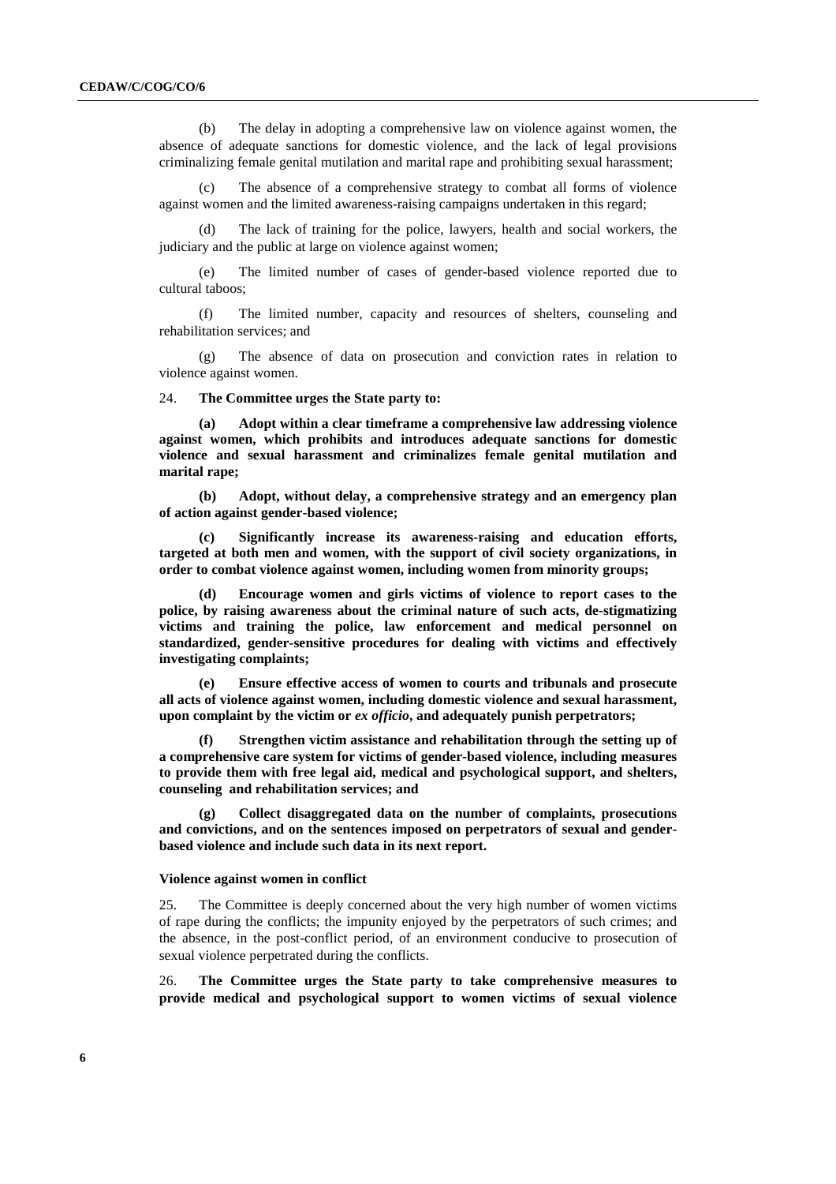(b) The delay in adopting a comprehensive law on violence against women, the absence of adequate sanctions for domestic violence, and the lack of legal provisions criminalizing female genital mutilation and marital rape and prohibiting sexual harassment;

(c) The absence of a comprehensive strategy to combat all forms of violence against women and the limited awareness-raising campaigns undertaken in this regard;

(d) The lack of training for the police, lawyers, health and social workers, the judiciary and the public at large on violence against women;

(e) The limited number of cases of gender-based violence reported due to cultural taboos;

(f) The limited number, capacity and resources of shelters, counseling and rehabilitation services; and

(g) The absence of data on prosecution and conviction rates in relation to violence against women.

24. **The Committee urges the State party to:**

**(a) Adopt within a clear timeframe a comprehensive law addressing violence against women, which prohibits and introduces adequate sanctions for domestic violence and sexual harassment and criminalizes female genital mutilation and marital rape;**

**(b) Adopt, without delay, a comprehensive strategy and an emergency plan of action against gender-based violence;**

**(c) Significantly increase its awareness-raising and education efforts, targeted at both men and women, with the support of civil society organizations, in order to combat violence against women, including women from minority groups;**

**(d) Encourage women and girls victims of violence to report cases to the police, by raising awareness about the criminal nature of such acts, de-stigmatizing victims and training the police, law enforcement and medical personnel on standardized, gender-sensitive procedures for dealing with victims and effectively investigating complaints;**

**(e) Ensure effective access of women to courts and tribunals and prosecute all acts of violence against women, including domestic violence and sexual harassment, upon complaint by the victim or *ex officio*, and adequately punish perpetrators;**

**(f) Strengthen victim assistance and rehabilitation through the setting up of a comprehensive care system for victims of gender-based violence, including measures to provide them with free legal aid, medical and psychological support, and shelters, counseling and rehabilitation services; and**

**(g) Collect disaggregated data on the number of complaints, prosecutions and convictions, and on the sentences imposed on perpetrators of sexual and gender-based violence and include such data in its next report.**

#### Violence against women in conflict

25. The Committee is deeply concerned about the very high number of women victims of rape during the conflicts; the impunity enjoyed by the perpetrators of such crimes; and the absence, in the post-conflict period, of an environment conducive to prosecution of sexual violence perpetrated during the conflicts.

26. **The Committee urges the State party to take comprehensive measures to provide medical and psychological support to women victims of sexual violence**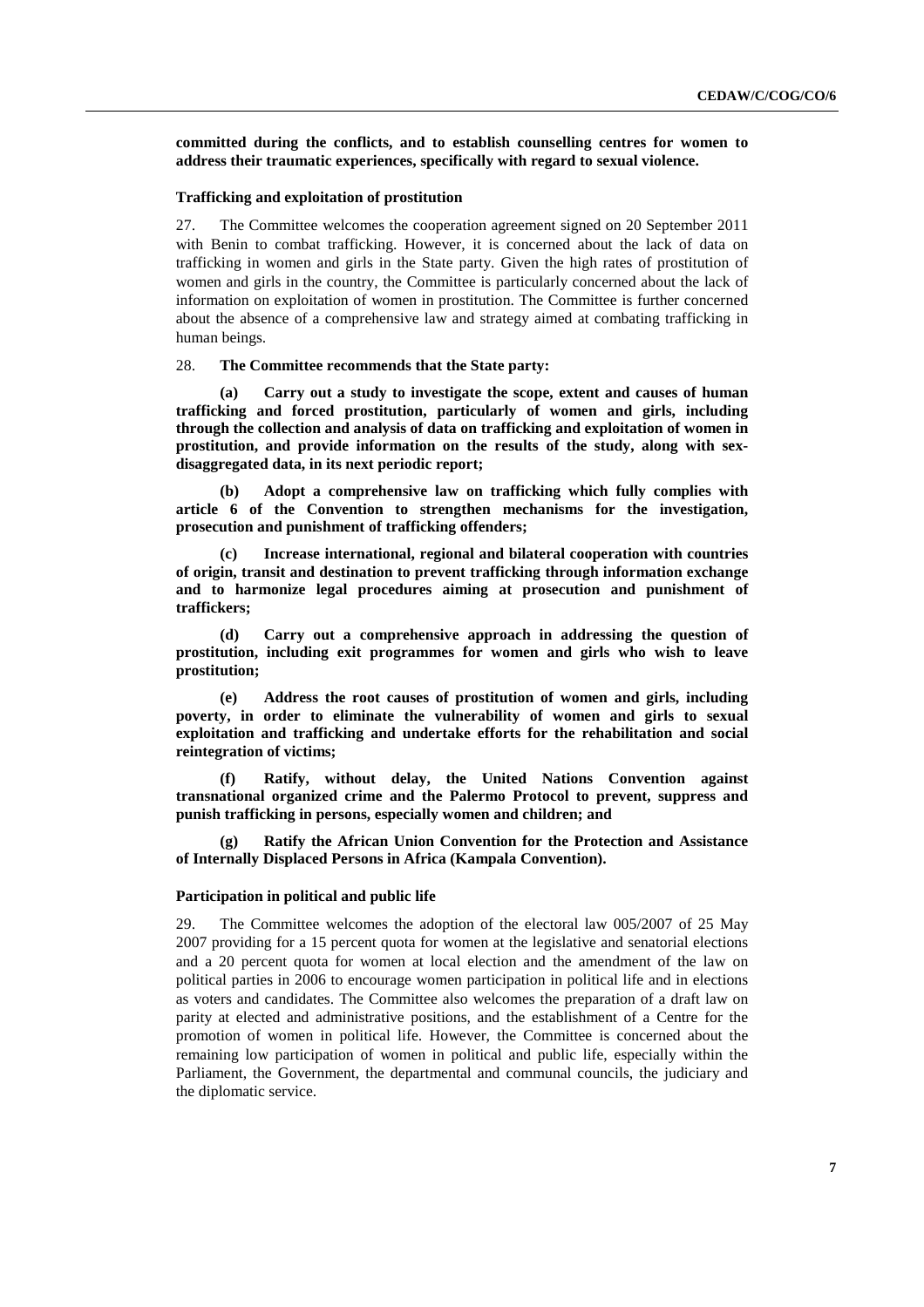**committed during the conflicts, and to establish counselling centres for women to address their traumatic experiences, specifically with regard to sexual violence.**

### Trafficking and exploitation of prostitution

27. The Committee welcomes the cooperation agreement signed on 20 September 2011 with Benin to combat trafficking. However, it is concerned about the lack of data on trafficking in women and girls in the State party. Given the high rates of prostitution of women and girls in the country, the Committee is particularly concerned about the lack of information on exploitation of women in prostitution. The Committee is further concerned about the absence of a comprehensive law and strategy aimed at combating trafficking in human beings.

28. **The Committee recommends that the State party:**

**(a) Carry out a study to investigate the scope, extent and causes of human trafficking and forced prostitution, particularly of women and girls, including through the collection and analysis of data on trafficking and exploitation of women in prostitution, and provide information on the results of the study, along with sex-disaggregated data, in its next periodic report;**

**(b) Adopt a comprehensive law on trafficking which fully complies with article 6 of the Convention to strengthen mechanisms for the investigation, prosecution and punishment of trafficking offenders;**

**(c) Increase international, regional and bilateral cooperation with countries of origin, transit and destination to prevent trafficking through information exchange and to harmonize legal procedures aiming at prosecution and punishment of traffickers;**

**(d) Carry out a comprehensive approach in addressing the question of prostitution, including exit programmes for women and girls who wish to leave prostitution;**

**(e) Address the root causes of prostitution of women and girls, including poverty, in order to eliminate the vulnerability of women and girls to sexual exploitation and trafficking and undertake efforts for the rehabilitation and social reintegration of victims;**

**(f) Ratify, without delay, the United Nations Convention against transnational organized crime and the Palermo Protocol to prevent, suppress and punish trafficking in persons, especially women and children; and**

**(g) Ratify the African Union Convention for the Protection and Assistance of Internally Displaced Persons in Africa (Kampala Convention).**

### Participation in political and public life

29. The Committee welcomes the adoption of the electoral law 005/2007 of 25 May 2007 providing for a 15 percent quota for women at the legislative and senatorial elections and a 20 percent quota for women at local election and the amendment of the law on political parties in 2006 to encourage women participation in political life and in elections as voters and candidates. The Committee also welcomes the preparation of a draft law on parity at elected and administrative positions, and the establishment of a Centre for the promotion of women in political life. However, the Committee is concerned about the remaining low participation of women in political and public life, especially within the Parliament, the Government, the departmental and communal councils, the judiciary and the diplomatic service.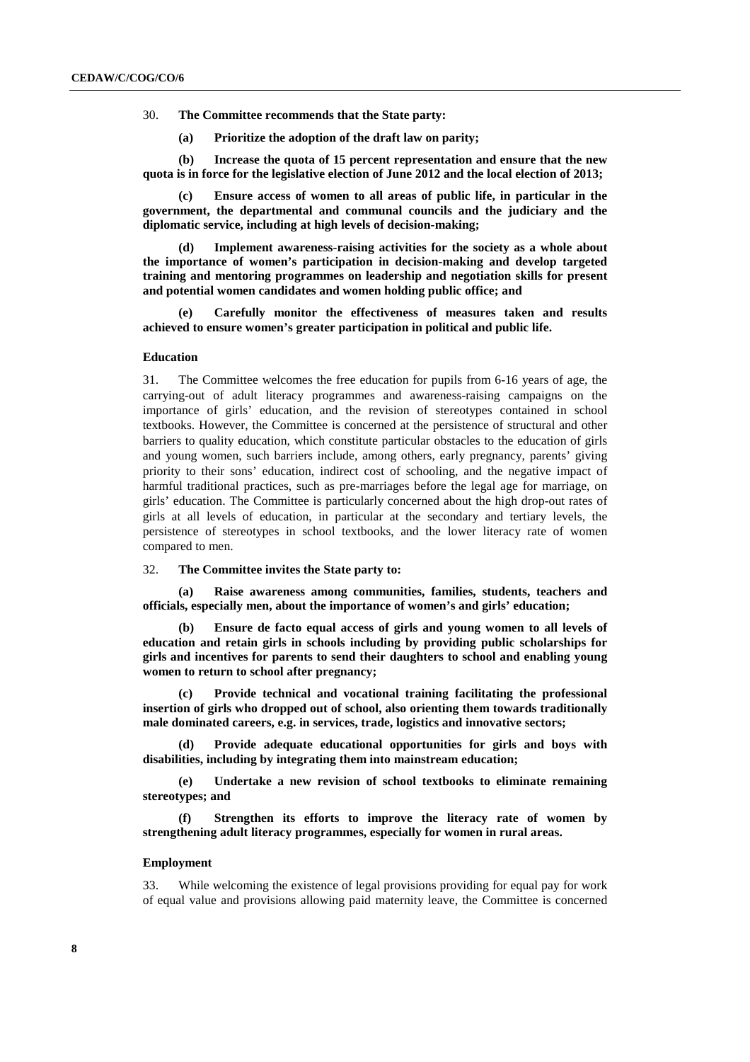30. **The Committee recommends that the State party:**

**(a) Prioritize the adoption of the draft law on parity;**

**(b) Increase the quota of 15 percent representation and ensure that the new quota is in force for the legislative election of June 2012 and the local election of 2013;**

**(c) Ensure access of women to all areas of public life, in particular in the government, the departmental and communal councils and the judiciary and the diplomatic service, including at high levels of decision-making;**

**(d) Implement awareness-raising activities for the society as a whole about the importance of women's participation in decision-making and develop targeted training and mentoring programmes on leadership and negotiation skills for present and potential women candidates and women holding public office; and**

**(e) Carefully monitor the effectiveness of measures taken and results achieved to ensure women's greater participation in political and public life.**

### Education

31. The Committee welcomes the free education for pupils from 6-16 years of age, the carrying-out of adult literacy programmes and awareness-raising campaigns on the importance of girls' education, and the revision of stereotypes contained in school textbooks. However, the Committee is concerned at the persistence of structural and other barriers to quality education, which constitute particular obstacles to the education of girls and young women, such barriers include, among others, early pregnancy, parents' giving priority to their sons' education, indirect cost of schooling, and the negative impact of harmful traditional practices, such as pre-marriages before the legal age for marriage, on girls' education. The Committee is particularly concerned about the high drop-out rates of girls at all levels of education, in particular at the secondary and tertiary levels, the persistence of stereotypes in school textbooks, and the lower literacy rate of women compared to men.

32. **The Committee invites the State party to:**

**(a) Raise awareness among communities, families, students, teachers and officials, especially men, about the importance of women's and girls' education;**

**(b) Ensure de facto equal access of girls and young women to all levels of education and retain girls in schools including by providing public scholarships for girls and incentives for parents to send their daughters to school and enabling young women to return to school after pregnancy;**

**(c) Provide technical and vocational training facilitating the professional insertion of girls who dropped out of school, also orienting them towards traditionally male dominated careers, e.g. in services, trade, logistics and innovative sectors;**

**(d) Provide adequate educational opportunities for girls and boys with disabilities, including by integrating them into mainstream education;**

**(e) Undertake a new revision of school textbooks to eliminate remaining stereotypes; and**

**(f) Strengthen its efforts to improve the literacy rate of women by strengthening adult literacy programmes, especially for women in rural areas.**

### Employment

33. While welcoming the existence of legal provisions providing for equal pay for work of equal value and provisions allowing paid maternity leave, the Committee is concerned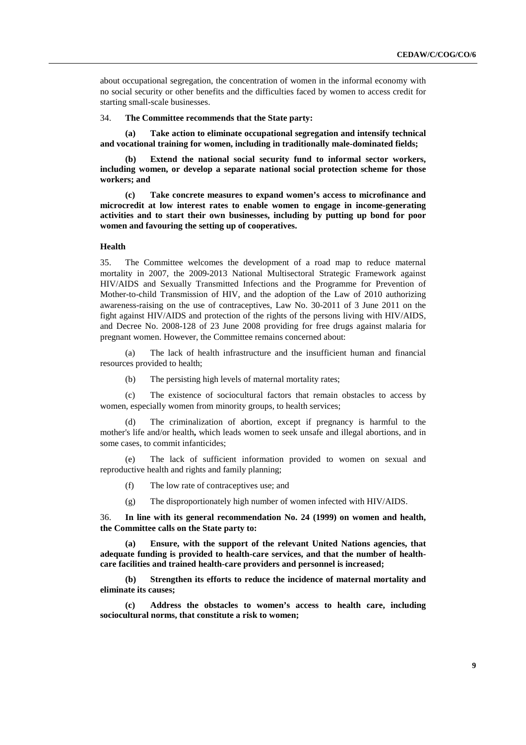about occupational segregation, the concentration of women in the informal economy with no social security or other benefits and the difficulties faced by women to access credit for starting small-scale businesses.

34. **The Committee recommends that the State party:**

**(a) Take action to eliminate occupational segregation and intensify technical and vocational training for women, including in traditionally male-dominated fields;**

**(b) Extend the national social security fund to informal sector workers, including women, or develop a separate national social protection scheme for those workers; and**

**(c) Take concrete measures to expand women's access to microfinance and microcredit at low interest rates to enable women to engage in income-generating activities and to start their own businesses, including by putting up bond for poor women and favouring the setting up of cooperatives.**

### Health

35. The Committee welcomes the development of a road map to reduce maternal mortality in 2007, the 2009-2013 National Multisectoral Strategic Framework against HIV/AIDS and Sexually Transmitted Infections and the Programme for Prevention of Mother-to-child Transmission of HIV, and the adoption of the Law of 2010 authorizing awareness-raising on the use of contraceptives, Law No. 30-2011 of 3 June 2011 on the fight against HIV/AIDS and protection of the rights of the persons living with HIV/AIDS, and Decree No. 2008-128 of 23 June 2008 providing for free drugs against malaria for pregnant women. However, the Committee remains concerned about:

(a) The lack of health infrastructure and the insufficient human and financial resources provided to health;

(b) The persisting high levels of maternal mortality rates;

(c) The existence of sociocultural factors that remain obstacles to access by women, especially women from minority groups, to health services;

(d) The criminalization of abortion, except if pregnancy is harmful to the mother's life and/or health**,** which leads women to seek unsafe and illegal abortions, and in some cases, to commit infanticides;

(e) The lack of sufficient information provided to women on sexual and reproductive health and rights and family planning;

(f) The low rate of contraceptives use; and

(g) The disproportionately high number of women infected with HIV/AIDS.

36. **In line with its general recommendation No. 24 (1999) on women and health, the Committee calls on the State party to:**

**(a) Ensure, with the support of the relevant United Nations agencies, that adequate funding is provided to health-care services, and that the number of health-care facilities and trained health-care providers and personnel is increased;**

**(b) Strengthen its efforts to reduce the incidence of maternal mortality and eliminate its causes;**

**(c) Address the obstacles to women's access to health care, including sociocultural norms, that constitute a risk to women;**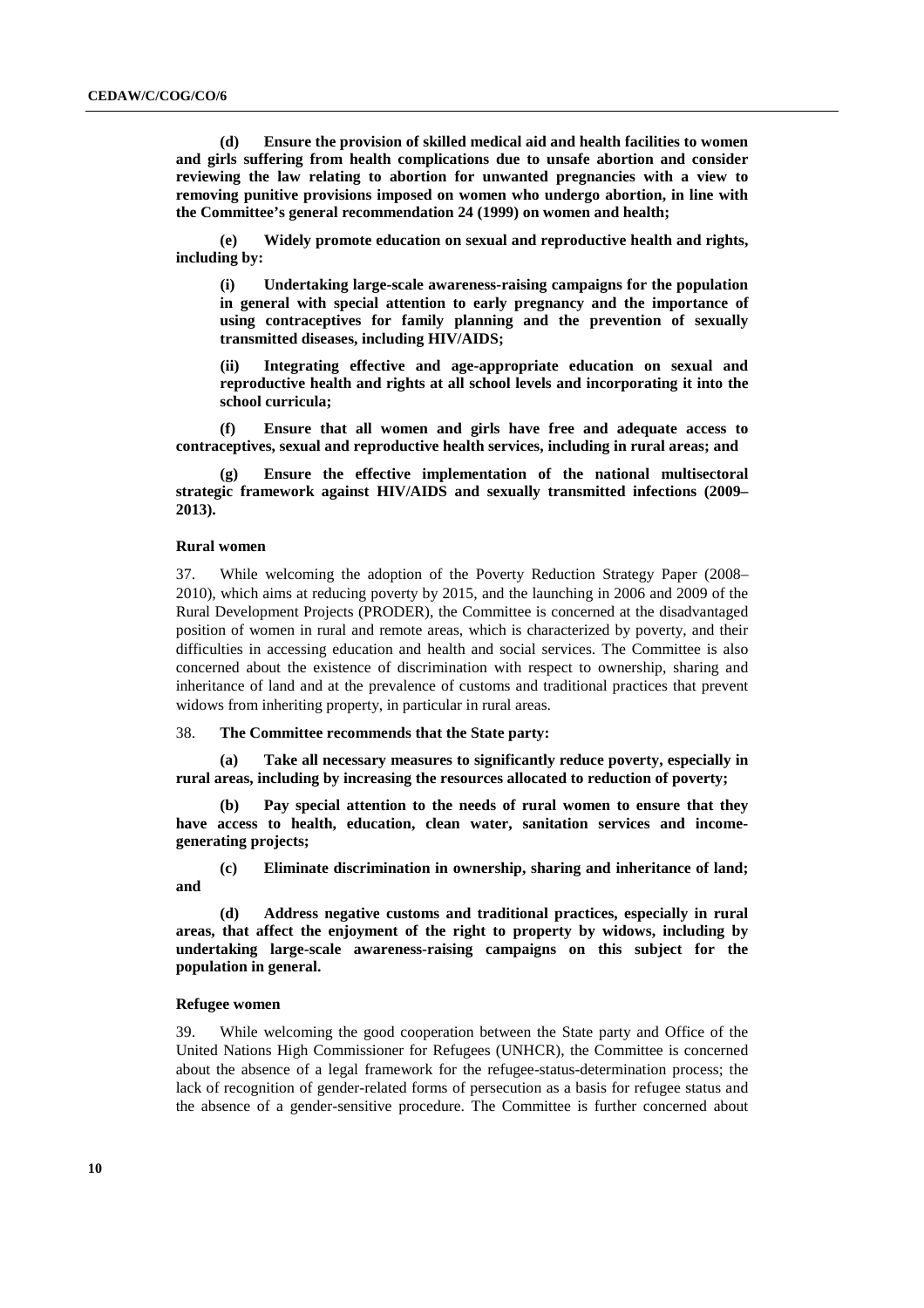**(d) Ensure the provision of skilled medical aid and health facilities to women and girls suffering from health complications due to unsafe abortion and consider reviewing the law relating to abortion for unwanted pregnancies with a view to removing punitive provisions imposed on women who undergo abortion, in line with the Committee's general recommendation 24 (1999) on women and health;**

**(e) Widely promote education on sexual and reproductive health and rights, including by:**

**(i) Undertaking large-scale awareness-raising campaigns for the population in general with special attention to early pregnancy and the importance of using contraceptives for family planning and the prevention of sexually transmitted diseases, including HIV/AIDS;**

**(ii) Integrating effective and age-appropriate education on sexual and reproductive health and rights at all school levels and incorporating it into the school curricula;**

**(f) Ensure that all women and girls have free and adequate access to contraceptives, sexual and reproductive health services, including in rural areas; and**

**(g) Ensure the effective implementation of the national multisectoral strategic framework against HIV/AIDS and sexually transmitted infections (2009–2013).**

### Rural women

37. While welcoming the adoption of the Poverty Reduction Strategy Paper (2008–2010), which aims at reducing poverty by 2015, and the launching in 2006 and 2009 of the Rural Development Projects (PRODER), the Committee is concerned at the disadvantaged position of women in rural and remote areas, which is characterized by poverty, and their difficulties in accessing education and health and social services. The Committee is also concerned about the existence of discrimination with respect to ownership, sharing and inheritance of land and at the prevalence of customs and traditional practices that prevent widows from inheriting property, in particular in rural areas.

38. **The Committee recommends that the State party:**

**(a) Take all necessary measures to significantly reduce poverty, especially in rural areas, including by increasing the resources allocated to reduction of poverty;**

**(b) Pay special attention to the needs of rural women to ensure that they have access to health, education, clean water, sanitation services and income-generating projects;**

**(c) Eliminate discrimination in ownership, sharing and inheritance of land; and**

**(d) Address negative customs and traditional practices, especially in rural areas, that affect the enjoyment of the right to property by widows, including by undertaking large-scale awareness-raising campaigns on this subject for the population in general.**

### Refugee women

39. While welcoming the good cooperation between the State party and Office of the United Nations High Commissioner for Refugees (UNHCR), the Committee is concerned about the absence of a legal framework for the refugee-status-determination process; the lack of recognition of gender-related forms of persecution as a basis for refugee status and the absence of a gender-sensitive procedure. The Committee is further concerned about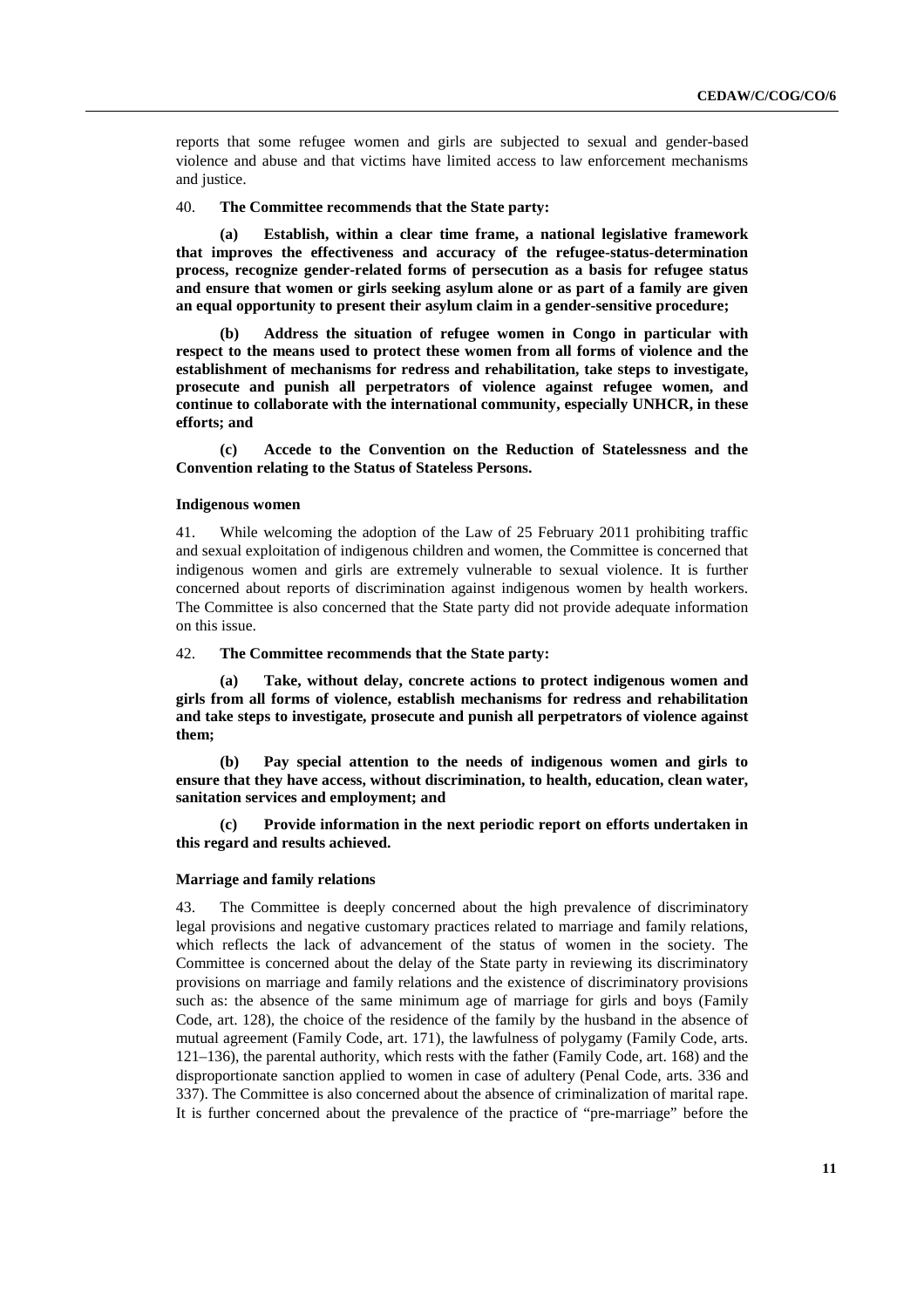reports that some refugee women and girls are subjected to sexual and gender-based violence and abuse and that victims have limited access to law enforcement mechanisms and justice.

40. **The Committee recommends that the State party:**

**(a) Establish, within a clear time frame, a national legislative framework that improves the effectiveness and accuracy of the refugee-status-determination process, recognize gender-related forms of persecution as a basis for refugee status and ensure that women or girls seeking asylum alone or as part of a family are given an equal opportunity to present their asylum claim in a gender-sensitive procedure;**

**(b) Address the situation of refugee women in Congo in particular with respect to the means used to protect these women from all forms of violence and the establishment of mechanisms for redress and rehabilitation, take steps to investigate, prosecute and punish all perpetrators of violence against refugee women, and continue to collaborate with the international community, especially UNHCR, in these efforts; and**

**(c) Accede to the Convention on the Reduction of Statelessness and the Convention relating to the Status of Stateless Persons.**

### Indigenous women

41. While welcoming the adoption of the Law of 25 February 2011 prohibiting traffic and sexual exploitation of indigenous children and women, the Committee is concerned that indigenous women and girls are extremely vulnerable to sexual violence. It is further concerned about reports of discrimination against indigenous women by health workers. The Committee is also concerned that the State party did not provide adequate information on this issue.

42. **The Committee recommends that the State party:**

**(a) Take, without delay, concrete actions to protect indigenous women and girls from all forms of violence, establish mechanisms for redress and rehabilitation and take steps to investigate, prosecute and punish all perpetrators of violence against them;**

**(b) Pay special attention to the needs of indigenous women and girls to ensure that they have access, without discrimination, to health, education, clean water, sanitation services and employment; and**

**(c) Provide information in the next periodic report on efforts undertaken in this regard and results achieved.**

### Marriage and family relations

43. The Committee is deeply concerned about the high prevalence of discriminatory legal provisions and negative customary practices related to marriage and family relations, which reflects the lack of advancement of the status of women in the society. The Committee is concerned about the delay of the State party in reviewing its discriminatory provisions on marriage and family relations and the existence of discriminatory provisions such as: the absence of the same minimum age of marriage for girls and boys (Family Code, art. 128), the choice of the residence of the family by the husband in the absence of mutual agreement (Family Code, art. 171), the lawfulness of polygamy (Family Code, arts. 121–136), the parental authority, which rests with the father (Family Code, art. 168) and the disproportionate sanction applied to women in case of adultery (Penal Code, arts. 336 and 337). The Committee is also concerned about the absence of criminalization of marital rape. It is further concerned about the prevalence of the practice of "pre-marriage" before the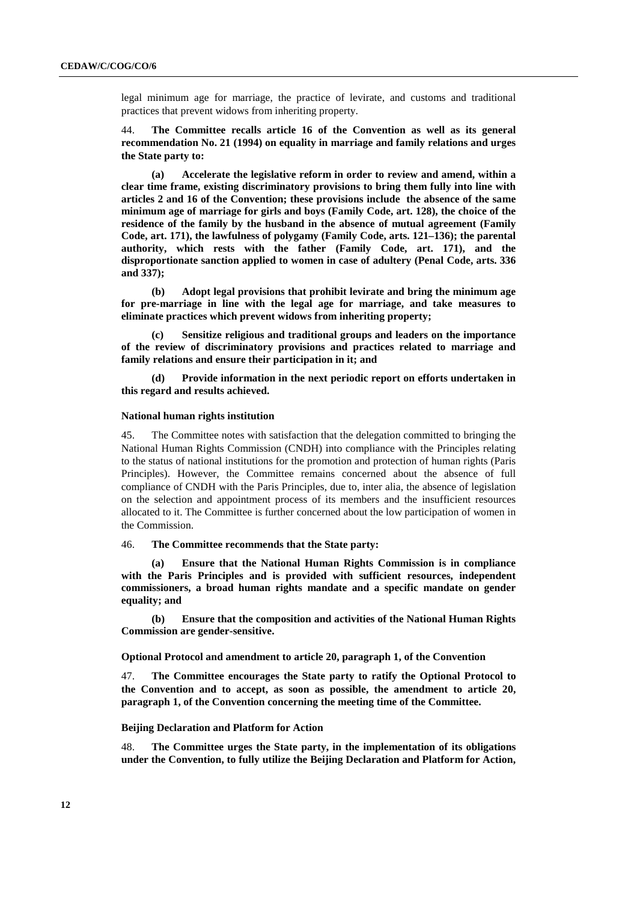legal minimum age for marriage, the practice of levirate, and customs and traditional practices that prevent widows from inheriting property.

44. **The Committee recalls article 16 of the Convention as well as its general recommendation No. 21 (1994) on equality in marriage and family relations and urges the State party to:**

**(a) Accelerate the legislative reform in order to review and amend, within a clear time frame, existing discriminatory provisions to bring them fully into line with articles 2 and 16 of the Convention; these provisions include the absence of the same minimum age of marriage for girls and boys (Family Code, art. 128), the choice of the residence of the family by the husband in the absence of mutual agreement (Family Code, art. 171), the lawfulness of polygamy (Family Code, arts. 121–136); the parental authority, which rests with the father (Family Code, art. 171), and the disproportionate sanction applied to women in case of adultery (Penal Code, arts. 336 and 337);**

**(b) Adopt legal provisions that prohibit levirate and bring the minimum age for pre-marriage in line with the legal age for marriage, and take measures to eliminate practices which prevent widows from inheriting property;**

**(c) Sensitize religious and traditional groups and leaders on the importance of the review of discriminatory provisions and practices related to marriage and family relations and ensure their participation in it; and**

**(d) Provide information in the next periodic report on efforts undertaken in this regard and results achieved.**

### National human rights institution

45. The Committee notes with satisfaction that the delegation committed to bringing the National Human Rights Commission (CNDH) into compliance with the Principles relating to the status of national institutions for the promotion and protection of human rights (Paris Principles). However, the Committee remains concerned about the absence of full compliance of CNDH with the Paris Principles, due to, inter alia, the absence of legislation on the selection and appointment process of its members and the insufficient resources allocated to it. The Committee is further concerned about the low participation of women in the Commission.

46. **The Committee recommends that the State party:**

**(a) Ensure that the National Human Rights Commission is in compliance with the Paris Principles and is provided with sufficient resources, independent commissioners, a broad human rights mandate and a specific mandate on gender equality; and**

**(b) Ensure that the composition and activities of the National Human Rights Commission are gender-sensitive.**

### Optional Protocol and amendment to article 20, paragraph 1, of the Convention

47. **The Committee encourages the State party to ratify the Optional Protocol to the Convention and to accept, as soon as possible, the amendment to article 20, paragraph 1, of the Convention concerning the meeting time of the Committee.**

### Beijing Declaration and Platform for Action

48. **The Committee urges the State party, in the implementation of its obligations under the Convention, to fully utilize the Beijing Declaration and Platform for Action,**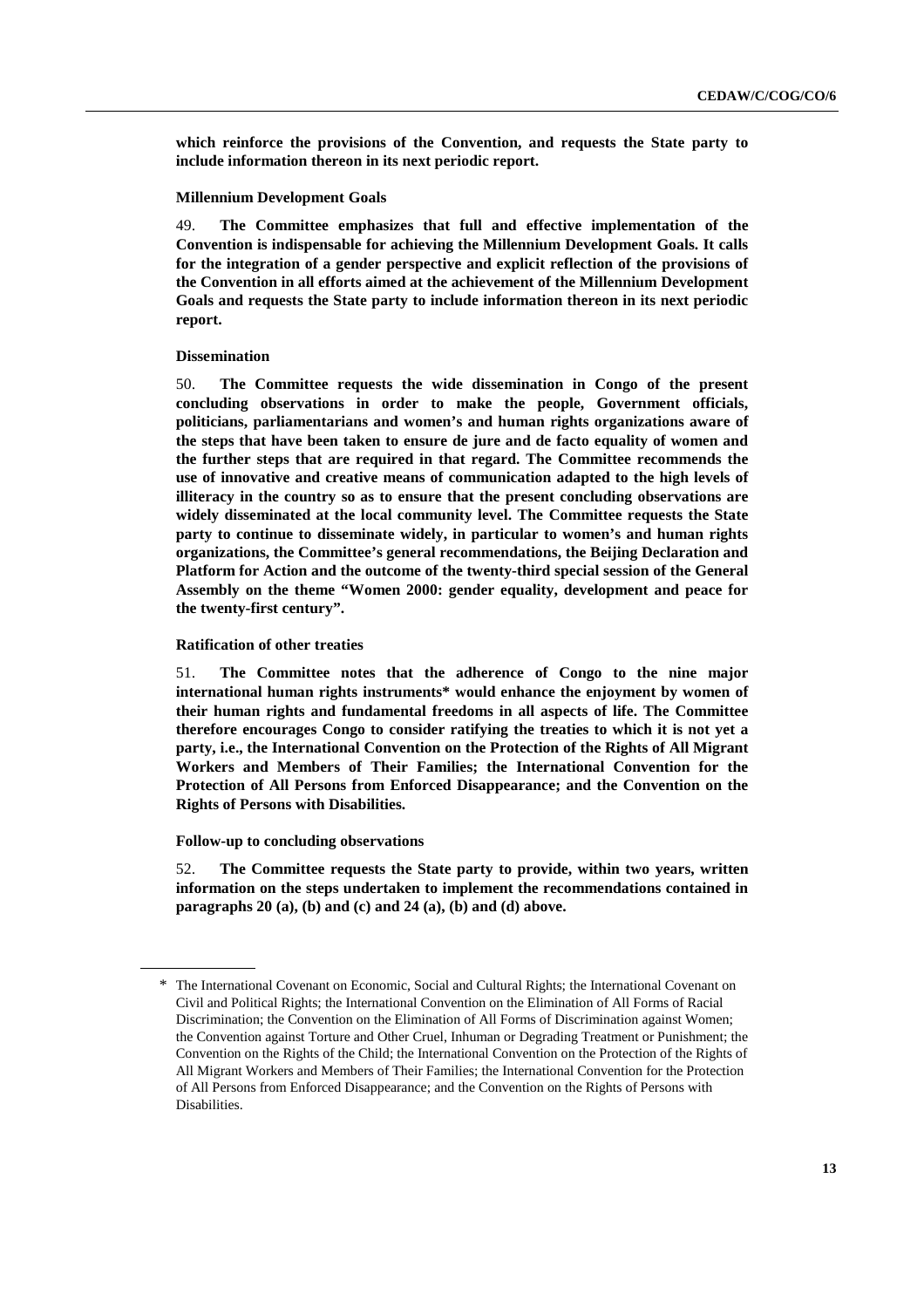**which reinforce the provisions of the Convention, and requests the State party to include information thereon in its next periodic report.**

**Millennium Development Goals**

49. **The Committee emphasizes that full and effective implementation of the Convention is indispensable for achieving the Millennium Development Goals. It calls for the integration of a gender perspective and explicit reflection of the provisions of the Convention in all efforts aimed at the achievement of the Millennium Development Goals and requests the State party to include information thereon in its next periodic report.**

**Dissemination**

50. **The Committee requests the wide dissemination in Congo of the present concluding observations in order to make the people, Government officials, politicians, parliamentarians and women's and human rights organizations aware of the steps that have been taken to ensure de jure and de facto equality of women and the further steps that are required in that regard. The Committee recommends the use of innovative and creative means of communication adapted to the high levels of illiteracy in the country so as to ensure that the present concluding observations are widely disseminated at the local community level. The Committee requests the State party to continue to disseminate widely, in particular to women's and human rights organizations, the Committee's general recommendations, the Beijing Declaration and Platform for Action and the outcome of the twenty-third special session of the General Assembly on the theme "Women 2000: gender equality, development and peace for the twenty-first century".**

**Ratification of other treaties**

51. **The Committee notes that the adherence of Congo to the nine major international human rights instruments\* would enhance the enjoyment by women of their human rights and fundamental freedoms in all aspects of life. The Committee therefore encourages Congo to consider ratifying the treaties to which it is not yet a party, i.e., the International Convention on the Protection of the Rights of All Migrant Workers and Members of Their Families; the International Convention for the Protection of All Persons from Enforced Disappearance; and the Convention on the Rights of Persons with Disabilities.**

**Follow-up to concluding observations**

52. **The Committee requests the State party to provide, within two years, written information on the steps undertaken to implement the recommendations contained in paragraphs 20 (a), (b) and (c) and 24 (a), (b) and (d) above.**

---

\* The International Covenant on Economic, Social and Cultural Rights; the International Covenant on Civil and Political Rights; the International Convention on the Elimination of All Forms of Racial Discrimination; the Convention on the Elimination of All Forms of Discrimination against Women; the Convention against Torture and Other Cruel, Inhuman or Degrading Treatment or Punishment; the Convention on the Rights of the Child; the International Convention on the Protection of the Rights of All Migrant Workers and Members of Their Families; the International Convention for the Protection of All Persons from Enforced Disappearance; and the Convention on the Rights of Persons with Disabilities.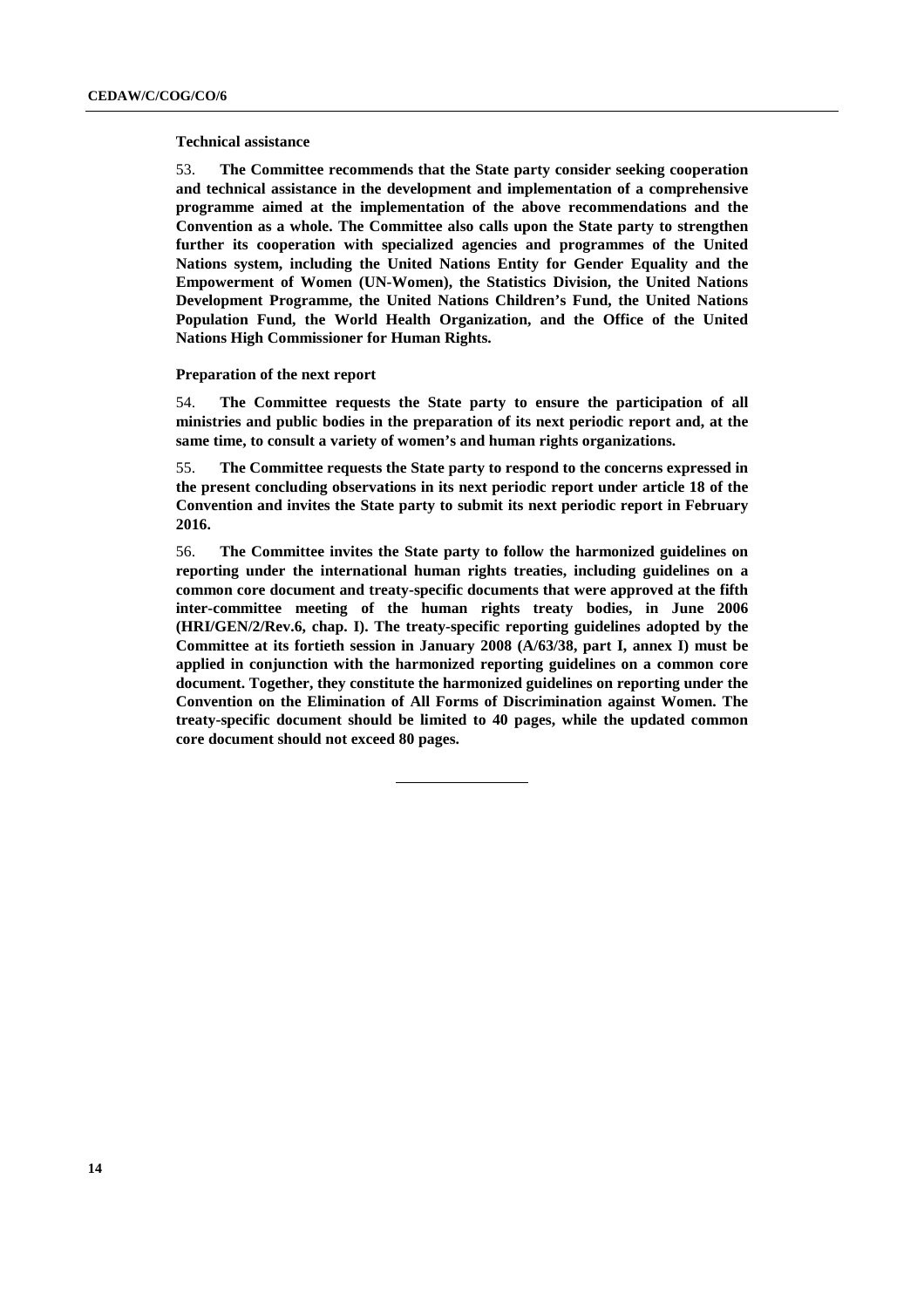### Technical assistance

53. **The Committee recommends that the State party consider seeking cooperation and technical assistance in the development and implementation of a comprehensive programme aimed at the implementation of the above recommendations and the Convention as a whole. The Committee also calls upon the State party to strengthen further its cooperation with specialized agencies and programmes of the United Nations system, including the United Nations Entity for Gender Equality and the Empowerment of Women (UN-Women), the Statistics Division, the United Nations Development Programme, the United Nations Children's Fund, the United Nations Population Fund, the World Health Organization, and the Office of the United Nations High Commissioner for Human Rights.**

### Preparation of the next report

54. **The Committee requests the State party to ensure the participation of all ministries and public bodies in the preparation of its next periodic report and, at the same time, to consult a variety of women's and human rights organizations.**

55. **The Committee requests the State party to respond to the concerns expressed in the present concluding observations in its next periodic report under article 18 of the Convention and invites the State party to submit its next periodic report in February 2016.**

56. **The Committee invites the State party to follow the harmonized guidelines on reporting under the international human rights treaties, including guidelines on a common core document and treaty-specific documents that were approved at the fifth inter-committee meeting of the human rights treaty bodies, in June 2006 (HRI/GEN/2/Rev.6, chap. I). The treaty-specific reporting guidelines adopted by the Committee at its fortieth session in January 2008 (A/63/38, part I, annex I) must be applied in conjunction with the harmonized reporting guidelines on a common core document. Together, they constitute the harmonized guidelines on reporting under the Convention on the Elimination of All Forms of Discrimination against Women. The treaty-specific document should be limited to 40 pages, while the updated common core document should not exceed 80 pages.**